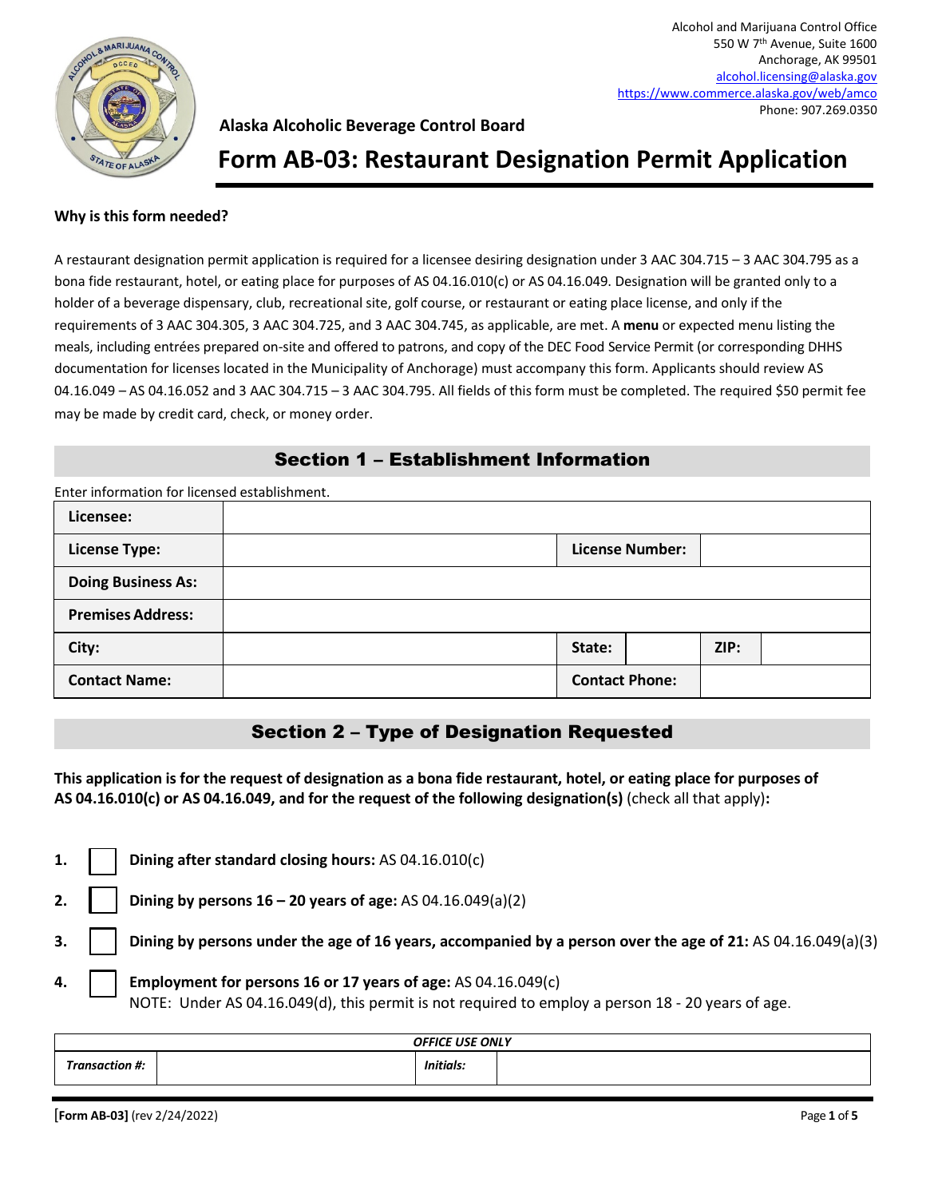Alcohol and Marijuana Control Office
550 W 7th Avenue, Suite 1600
Anchorage, AK 99501
alcohol.licensing@alaska.gov
https://www.commerce.alaska.gov/web/amco
Phone: 907.269.0350

**Alaska Alcoholic Beverage Control Board**

# Form AB-03: Restaurant Designation Permit Application

**Why is this form needed?**

A restaurant designation permit application is required for a licensee desiring designation under 3 AAC 304.715 – 3 AAC 304.795 as a bona fide restaurant, hotel, or eating place for purposes of AS 04.16.010(c) or AS 04.16.049. Designation will be granted only to a holder of a beverage dispensary, club, recreational site, golf course, or restaurant or eating place license, and only if the requirements of 3 AAC 304.305, 3 AAC 304.725, and 3 AAC 304.745, as applicable, are met. A **menu** or expected menu listing the meals, including entrées prepared on-site and offered to patrons, and copy of the DEC Food Service Permit (or corresponding DHHS documentation for licenses located in the Municipality of Anchorage) must accompany this form. Applicants should review AS 04.16.049 – AS 04.16.052 and 3 AAC 304.715 – 3 AAC 304.795. All fields of this form must be completed. The required $50 permit fee may be made by credit card, check, or money order.

## Section 1 – Establishment Information

Enter information for licensed establishment.

| | | | | | |
|---|---|---|---|---|---|
| **Licensee:** | | | | | |
| **License Type:** | | **License Number:** | | | |
| **Doing Business As:** | | | | | |
| **Premises Address:** | | | | | |
| **City:** | | **State:** | | **ZIP:** | |
| **Contact Name:** | | **Contact Phone:** | | | |

## Section 2 – Type of Designation Requested

**This application is for the request of designation as a bona fide restaurant, hotel, or eating place for purposes of AS 04.16.010(c) or AS 04.16.049, and for the request of the following designation(s)** (check all that apply)**:**

1. ☐ **Dining after standard closing hours:** AS 04.16.010(c)
2. ☐ **Dining by persons 16 – 20 years of age:** AS 04.16.049(a)(2)
3. ☐ **Dining by persons under the age of 16 years, accompanied by a person over the age of 21:** AS 04.16.049(a)(3)
4. ☐ **Employment for persons 16 or 17 years of age:** AS 04.16.049(c)
   NOTE: Under AS 04.16.049(d), this permit is not required to employ a person 18 - 20 years of age.

| *OFFICE USE ONLY* | | | |
|---|---|---|---|
| ***Transaction #:*** | | ***Initials:*** | |

**[Form AB-03]** (rev 2/24/2022)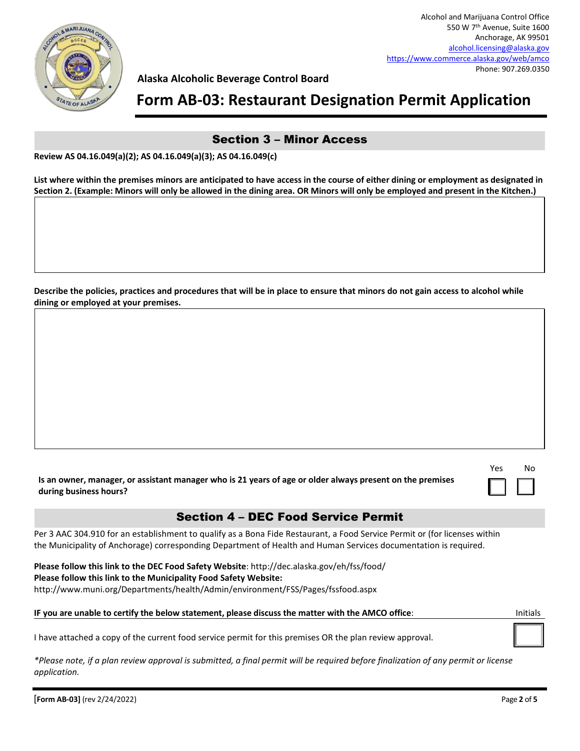Alcohol and Marijuana Control Office
550 W 7th Avenue, Suite 1600
Anchorage, AK 99501
alcohol.licensing@alaska.gov
https://www.commerce.alaska.gov/web/amco
Phone: 907.269.0350

**Alaska Alcoholic Beverage Control Board**

# Form AB-03: Restaurant Designation Permit Application

## Section 3 – Minor Access

**Review AS 04.16.049(a)(2); AS 04.16.049(a)(3); AS 04.16.049(c)**

**List where within the premises minors are anticipated to have access in the course of either dining or employment as designated in Section 2. (Example: Minors will only be allowed in the dining area. OR Minors will only be employed and present in the Kitchen.)**

**Describe the policies, practices and procedures that will be in place to ensure that minors do not gain access to alcohol while dining or employed at your premises.**

| | Yes | No |
|---|---|---|
| **Is an owner, manager, or assistant manager who is 21 years of age or older always present on the premises during business hours?** | ☐ | ☐ |

## Section 4 – DEC Food Service Permit

Per 3 AAC 304.910 for an establishment to qualify as a Bona Fide Restaurant, a Food Service Permit or (for licenses within the Municipality of Anchorage) corresponding Department of Health and Human Services documentation is required.

**Please follow this link to the DEC Food Safety Website**: http://dec.alaska.gov/eh/fss/food/
**Please follow this link to the Municipality Food Safety Website:**
http://www.muni.org/Departments/health/Admin/environment/FSS/Pages/fssfood.aspx

| **IF you are unable to certify the below statement, please discuss the matter with the AMCO office**: | Initials |
|---|---|
| I have attached a copy of the current food service permit for this premises OR the plan review approval. | |

*\*Please note, if a plan review approval is submitted, a final permit will be required before finalization of any permit or license application.*

**[Form AB-03]** (rev 2/24/2022)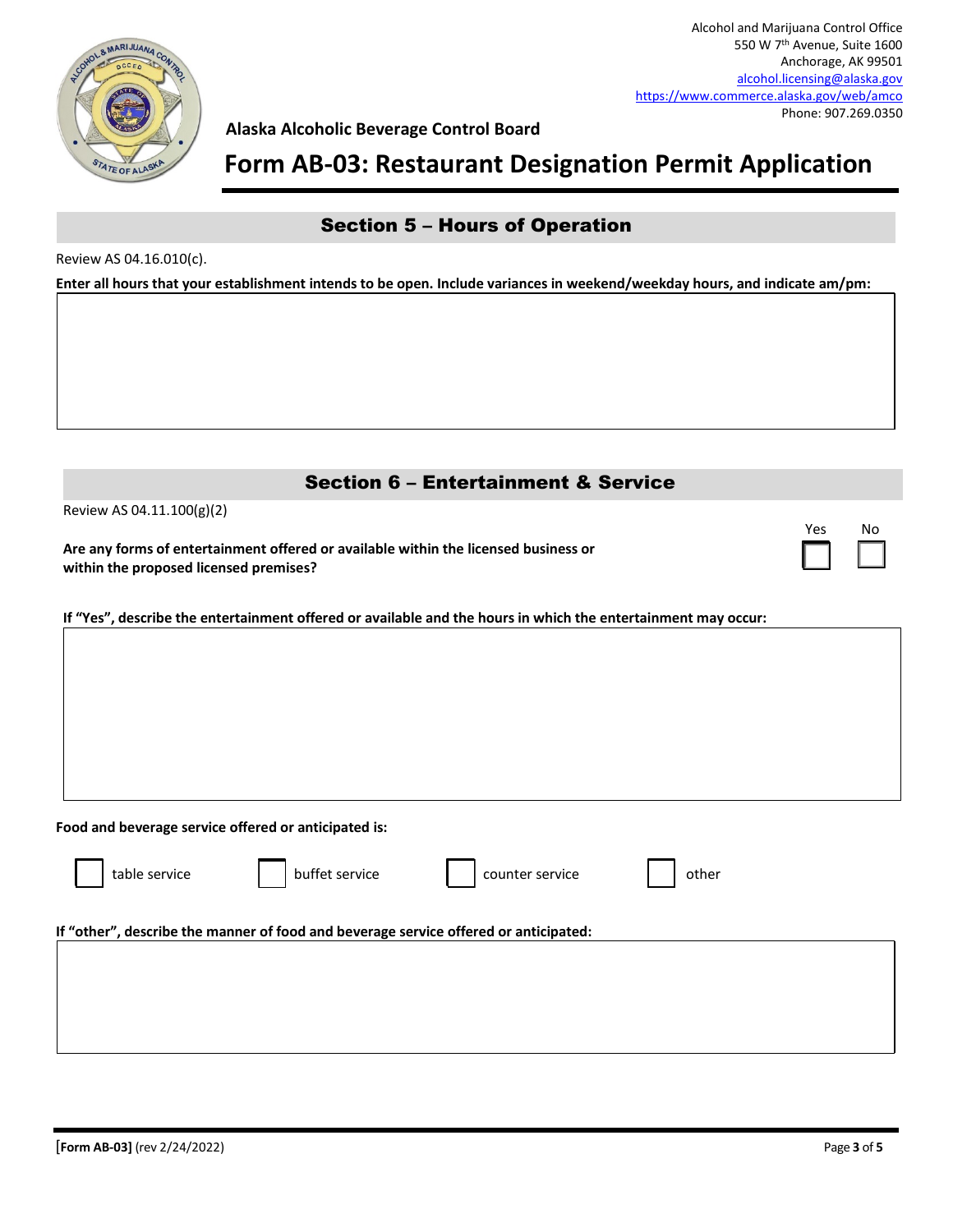Alcohol and Marijuana Control Office
550 W 7th Avenue, Suite 1600
Anchorage, AK 99501
alcohol.licensing@alaska.gov
https://www.commerce.alaska.gov/web/amco
Phone: 907.269.0350

**Alaska Alcoholic Beverage Control Board**

# Form AB-03: Restaurant Designation Permit Application

## Section 5 – Hours of Operation

Review AS 04.16.010(c).

**Enter all hours that your establishment intends to be open. Include variances in weekend/weekday hours, and indicate am/pm:**

## Section 6 – Entertainment & Service

Review AS 04.11.100(g)(2)

| | Yes | No |
|---|---|---|
| **Are any forms of entertainment offered or available within the licensed business or within the proposed licensed premises?** | ☐ | ☐ |

**If "Yes", describe the entertainment offered or available and the hours in which the entertainment may occur:**

**Food and beverage service offered or anticipated is:**

☐ table service ☐ buffet service ☐ counter service ☐ other

**If "other", describe the manner of food and beverage service offered or anticipated:**

[Form AB-03] (rev 2/24/2022)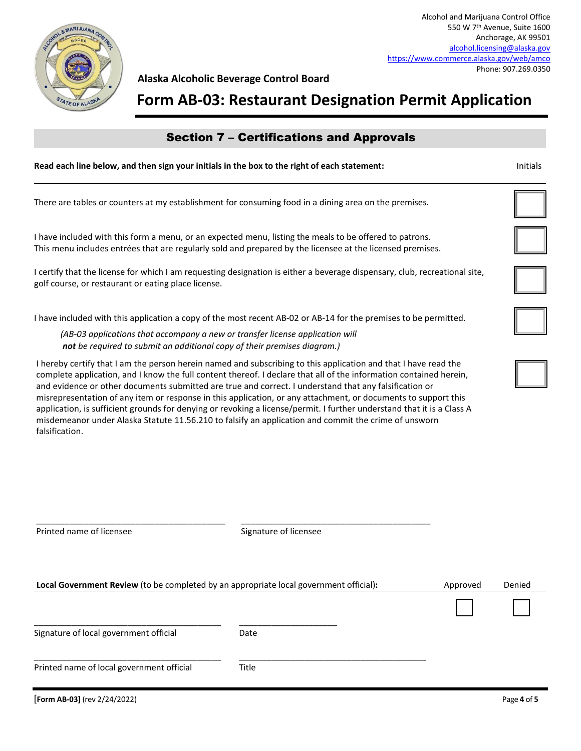Alcohol and Marijuana Control Office
550 W 7th Avenue, Suite 1600
Anchorage, AK 99501
alcohol.licensing@alaska.gov
https://www.commerce.alaska.gov/web/amco
Phone: 907.269.0350

**Alaska Alcoholic Beverage Control Board**

# Form AB-03: Restaurant Designation Permit Application

## Section 7 – Certifications and Approvals

| **Read each line below, and then sign your initials in the box to the right of each statement:** | Initials |
|---|---|
| There are tables or counters at my establishment for consuming food in a dining area on the premises. | |
| I have included with this form a menu, or an expected menu, listing the meals to be offered to patrons. This menu includes entrées that are regularly sold and prepared by the licensee at the licensed premises. | |
| I certify that the license for which I am requesting designation is either a beverage dispensary, club, recreational site, golf course, or restaurant or eating place license. | |
| I have included with this application a copy of the most recent AB-02 or AB-14 for the premises to be permitted. *(AB-03 applications that accompany a new or transfer license application will* ***not*** *be required to submit an additional copy of their premises diagram.)* | |
| I hereby certify that I am the person herein named and subscribing to this application and that I have read the complete application, and I know the full content thereof. I declare that all of the information contained herein, and evidence or other documents submitted are true and correct. I understand that any falsification or misrepresentation of any item or response in this application, or any attachment, or documents to support this application, is sufficient grounds for denying or revoking a license/permit. I further understand that it is a Class A misdemeanor under Alaska Statute 11.56.210 to falsify an application and commit the crime of unsworn falsification. | |

_______________________________ _______________________________
Printed name of licensee Signature of licensee

**Local Government Review** (to be completed by an appropriate local government official):

Approved ☐ Denied ☐

_______________________________ _______________________________
Signature of local government official Date

_______________________________ _______________________________
Printed name of local government official Title

**[Form AB-03]** (rev 2/24/2022)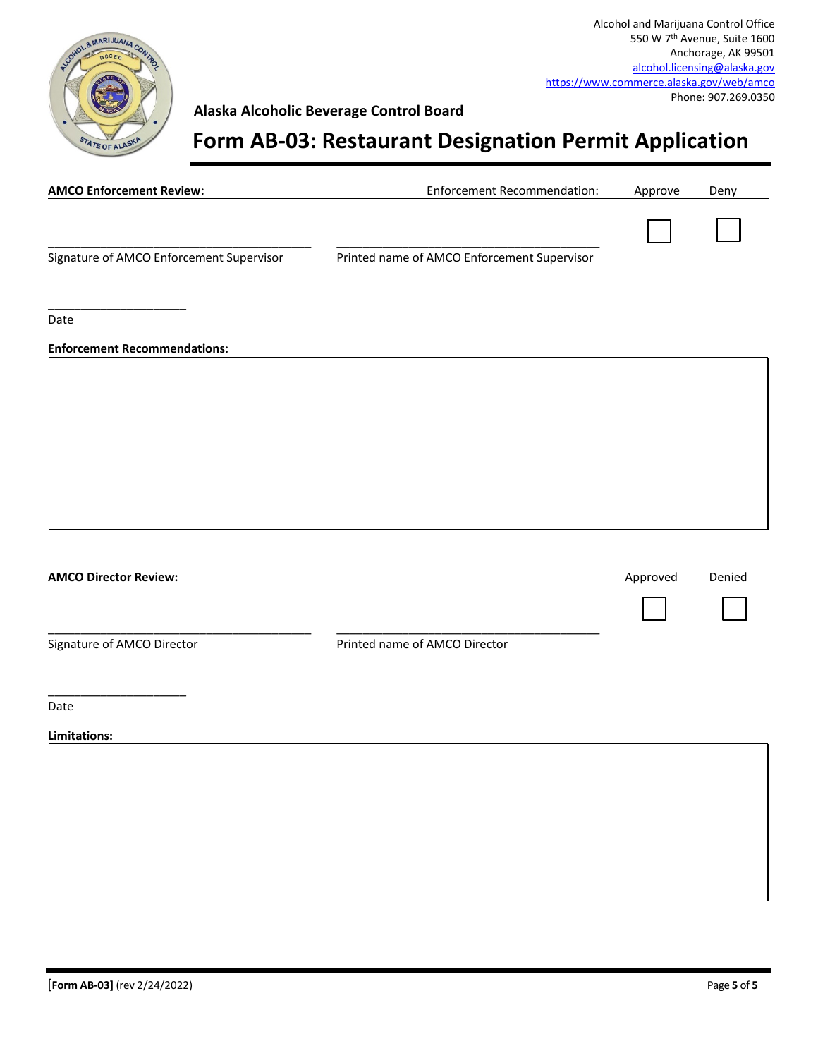Alcohol and Marijuana Control Office
550 W 7th Avenue, Suite 1600
Anchorage, AK 99501
alcohol.licensing@alaska.gov
https://www.commerce.alaska.gov/web/amco
Phone: 907.269.0350

**Alaska Alcoholic Beverage Control Board**

# Form AB-03: Restaurant Designation Permit Application

**AMCO Enforcement Review:** Enforcement Recommendation: Approve ☐ Deny ☐

\_\_\_\_\_\_\_\_\_\_\_\_\_\_\_\_\_\_\_\_\_\_\_\_\_\_\_\_\_\_\_\_\_\_\_\_\_\_\_\_ \_\_\_\_\_\_\_\_\_\_\_\_\_\_\_\_\_\_\_\_\_\_\_\_\_\_\_\_\_\_\_\_\_\_\_\_\_\_\_\_
Signature of AMCO Enforcement Supervisor Printed name of AMCO Enforcement Supervisor

\_\_\_\_\_\_\_\_\_\_\_\_\_\_\_\_\_\_\_\_\_\_
Date

**Enforcement Recommendations:**

| |
|---|
| |

**AMCO Director Review:** Approved ☐ Denied ☐

\_\_\_\_\_\_\_\_\_\_\_\_\_\_\_\_\_\_\_\_\_\_\_\_\_\_\_\_\_\_\_\_\_\_\_\_\_\_\_\_ \_\_\_\_\_\_\_\_\_\_\_\_\_\_\_\_\_\_\_\_\_\_\_\_\_\_\_\_\_\_\_\_\_\_\_\_\_\_\_\_
Signature of AMCO Director Printed name of AMCO Director

\_\_\_\_\_\_\_\_\_\_\_\_\_\_\_\_\_\_\_\_\_\_
Date

**Limitations:**

| |
|---|
| |